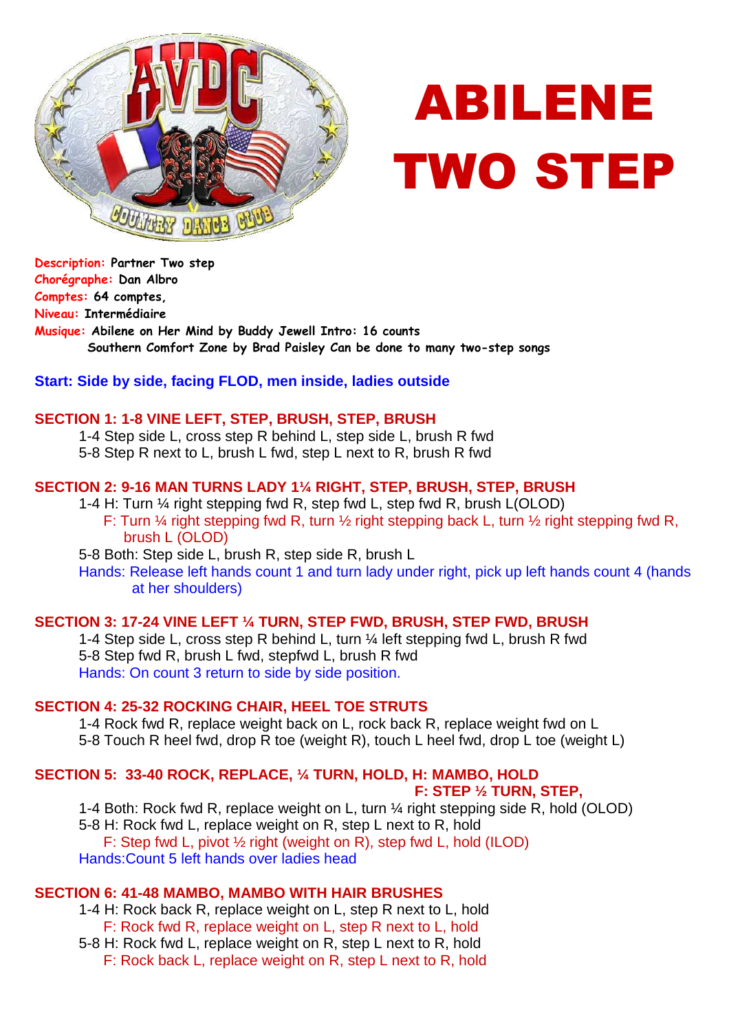# ABILENE TWO STEP

**Description:** Partner Two step
**Chorégraphe:** Dan Albro
**Comptes:** 64 comptes,
**Niveau:** Intermédiaire
**Musique:** Abilene on Her Mind by Buddy Jewell Intro: 16 counts
Southern Comfort Zone by Brad Paisley Can be done to many two-step songs

**Start: Side by side, facing FLOD, men inside, ladies outside**

## SECTION 1: 1-8 VINE LEFT, STEP, BRUSH, STEP, BRUSH

1-4 Step side L, cross step R behind L, step side L, brush R fwd
5-8 Step R next to L, brush L fwd, step L next to R, brush R fwd

## SECTION 2: 9-16 MAN TURNS LADY 1¼ RIGHT, STEP, BRUSH, STEP, BRUSH

1-4 H: Turn ¼ right stepping fwd R, step fwd L, step fwd R, brush L(OLOD)
F: Turn ¼ right stepping fwd R, turn ½ right stepping back L, turn ½ right stepping fwd R, brush L (OLOD)
5-8 Both: Step side L, brush R, step side R, brush L
Hands: Release left hands count 1 and turn lady under right, pick up left hands count 4 (hands at her shoulders)

## SECTION 3: 17-24 VINE LEFT ¼ TURN, STEP FWD, BRUSH, STEP FWD, BRUSH

1-4 Step side L, cross step R behind L, turn ¼ left stepping fwd L, brush R fwd
5-8 Step fwd R, brush L fwd, stepfwd L, brush R fwd
Hands: On count 3 return to side by side position.

## SECTION 4: 25-32 ROCKING CHAIR, HEEL TOE STRUTS

1-4 Rock fwd R, replace weight back on L, rock back R, replace weight fwd on L
5-8 Touch R heel fwd, drop R toe (weight R), touch L heel fwd, drop L toe (weight L)

## SECTION 5: 33-40 ROCK, REPLACE, ¼ TURN, HOLD, H: MAMBO, HOLD F: STEP ½ TURN, STEP,

1-4 Both: Rock fwd R, replace weight on L, turn ¼ right stepping side R, hold (OLOD)
5-8 H: Rock fwd L, replace weight on R, step L next to R, hold
F: Step fwd L, pivot ½ right (weight on R), step fwd L, hold (ILOD)
Hands:Count 5 left hands over ladies head

## SECTION 6: 41-48 MAMBO, MAMBO WITH HAIR BRUSHES

1-4 H: Rock back R, replace weight on L, step R next to L, hold
F: Rock fwd R, replace weight on L, step R next to L, hold
5-8 H: Rock fwd L, replace weight on R, step L next to R, hold
F: Rock back L, replace weight on R, step L next to R, hold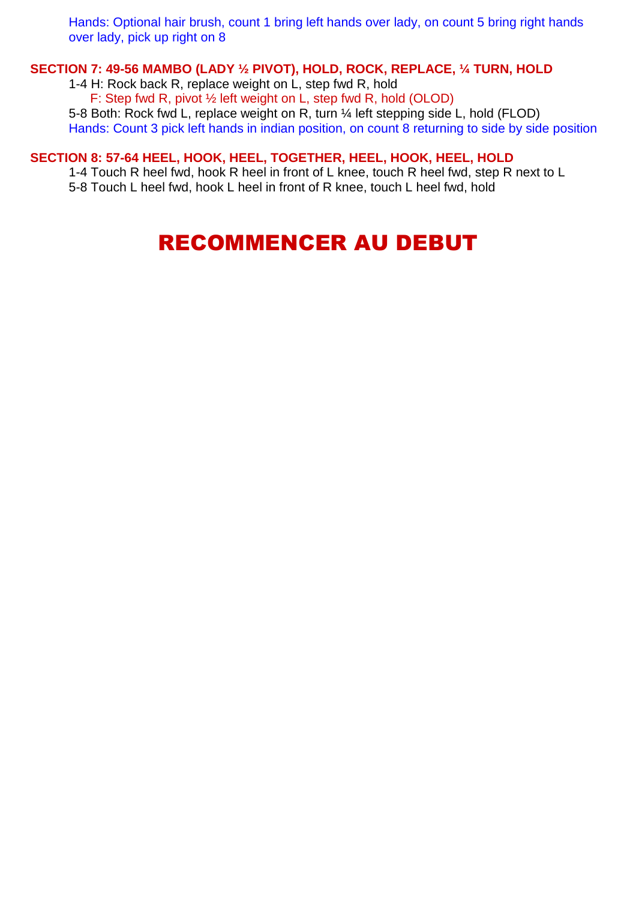Hands: Optional hair brush, count 1 bring left hands over lady, on count 5 bring right hands over lady, pick up right on 8

**SECTION 7: 49-56 MAMBO (LADY ½ PIVOT), HOLD, ROCK, REPLACE, ¼ TURN, HOLD**

1-4 H: Rock back R, replace weight on L, step fwd R, hold

F: Step fwd R, pivot ½ left weight on L, step fwd R, hold (OLOD)

5-8 Both: Rock fwd L, replace weight on R, turn ¼ left stepping side L, hold (FLOD)

Hands: Count 3 pick left hands in indian position, on count 8 returning to side by side position

**SECTION 8: 57-64 HEEL, HOOK, HEEL, TOGETHER, HEEL, HOOK, HEEL, HOLD**

1-4 Touch R heel fwd, hook R heel in front of L knee, touch R heel fwd, step R next to L

5-8 Touch L heel fwd, hook L heel in front of R knee, touch L heel fwd, hold

# RECOMMENCER AU DEBUT